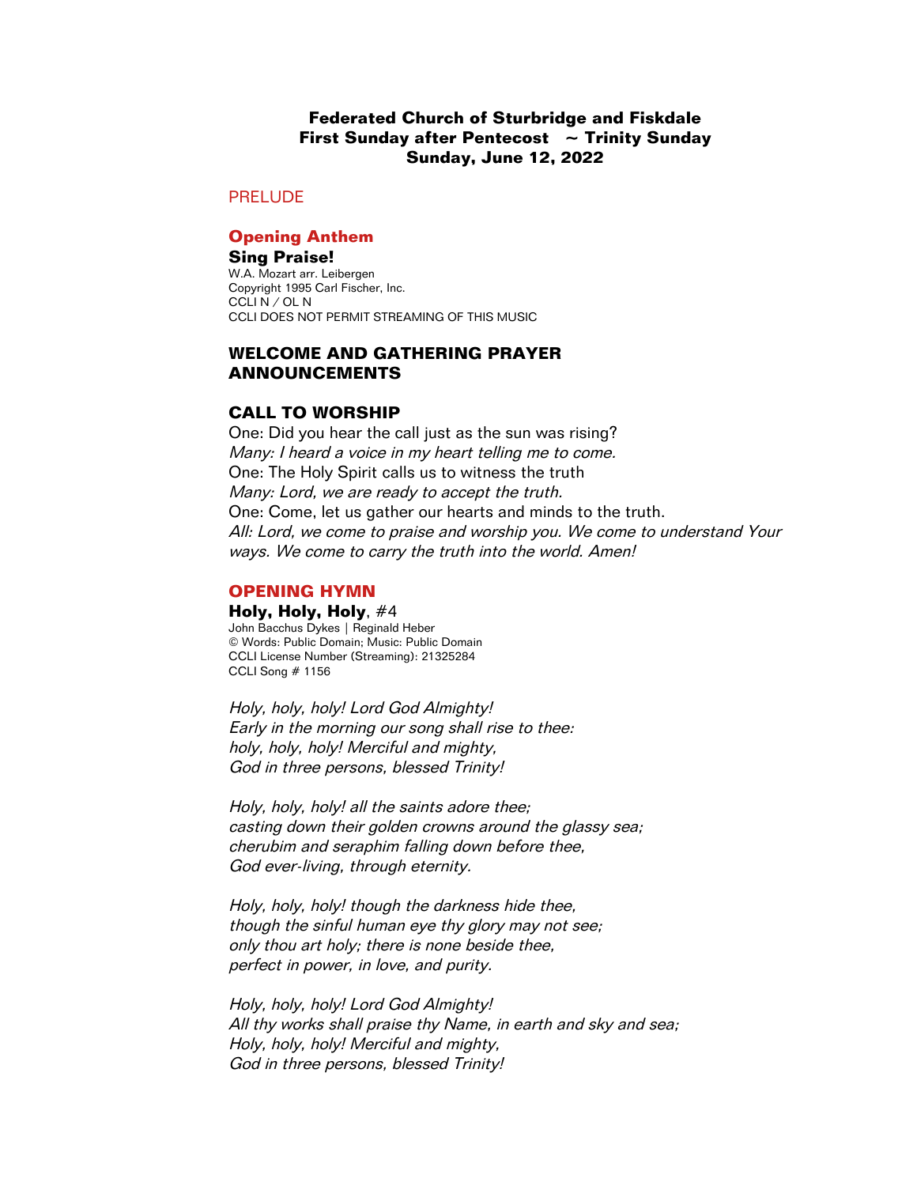**Federated Church of Sturbridge and Fiskdale**
**First Sunday after Pentecost ~ Trinity Sunday**
**Sunday, June 12, 2022**

PRELUDE

## Opening Anthem

**Sing Praise!**
W.A. Mozart arr. Leibergen
Copyright 1995 Carl Fischer, Inc.
CCLI N / OL N
CCLI DOES NOT PERMIT STREAMING OF THIS MUSIC

## WELCOME AND GATHERING PRAYER
## ANNOUNCEMENTS

## CALL TO WORSHIP

One: Did you hear the call just as the sun was rising?
*Many: I heard a voice in my heart telling me to come.*
One: The Holy Spirit calls us to witness the truth
*Many: Lord, we are ready to accept the truth.*
One: Come, let us gather our hearts and minds to the truth.
*All: Lord, we come to praise and worship you. We come to understand Your ways. We come to carry the truth into the world. Amen!*

## OPENING HYMN

**Holy, Holy, Holy**, #4
John Bacchus Dykes | Reginald Heber
© Words: Public Domain; Music: Public Domain
CCLI License Number (Streaming): 21325284
CCLI Song # 1156

*Holy, holy, holy! Lord God Almighty!*
*Early in the morning our song shall rise to thee:*
*holy, holy, holy! Merciful and mighty,*
*God in three persons, blessed Trinity!*

*Holy, holy, holy! all the saints adore thee;*
*casting down their golden crowns around the glassy sea;*
*cherubim and seraphim falling down before thee,*
*God ever-living, through eternity.*

*Holy, holy, holy! though the darkness hide thee,*
*though the sinful human eye thy glory may not see;*
*only thou art holy; there is none beside thee,*
*perfect in power, in love, and purity.*

*Holy, holy, holy! Lord God Almighty!*
*All thy works shall praise thy Name, in earth and sky and sea;*
*Holy, holy, holy! Merciful and mighty,*
*God in three persons, blessed Trinity!*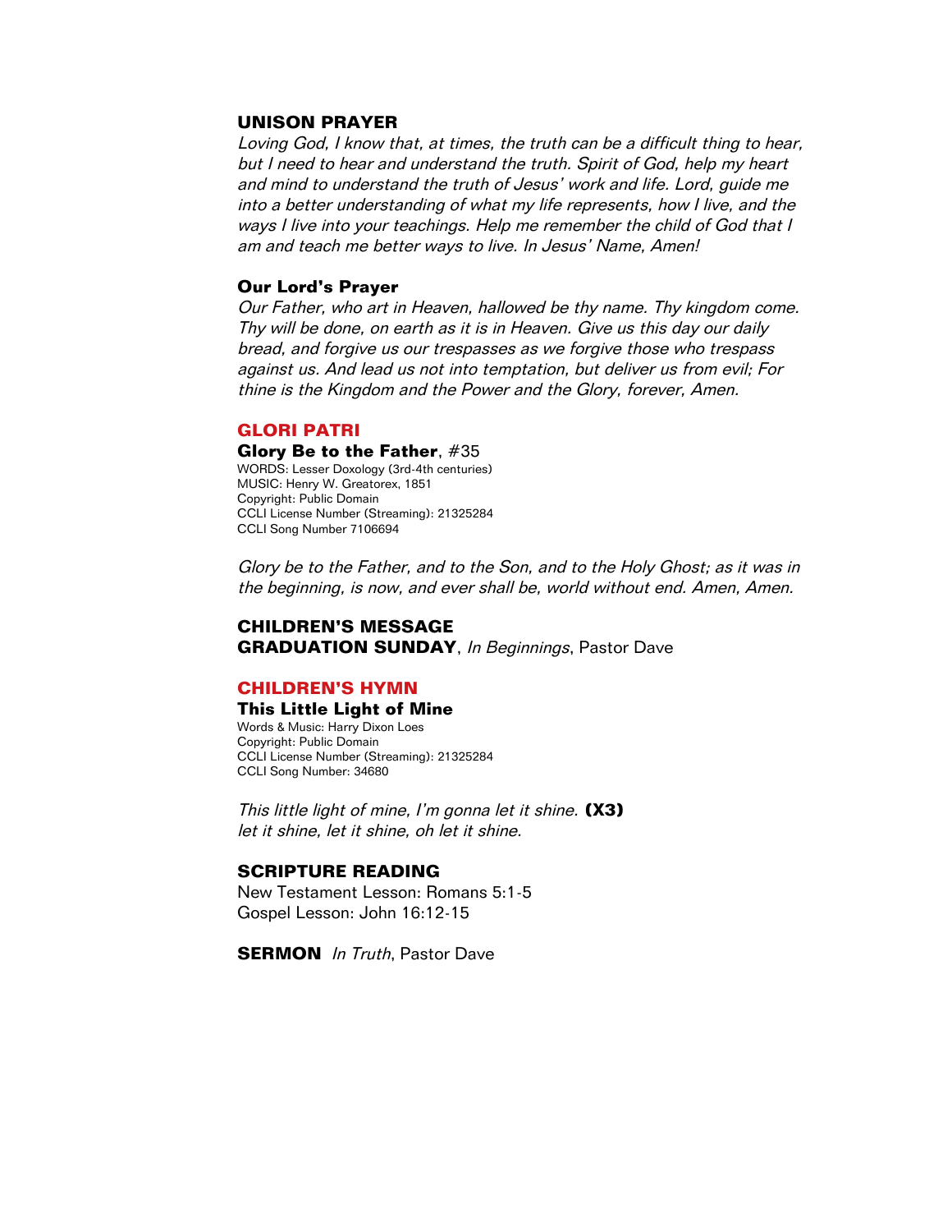## UNISON PRAYER

*Loving God, I know that, at times, the truth can be a difficult thing to hear, but I need to hear and understand the truth. Spirit of God, help my heart and mind to understand the truth of Jesus' work and life. Lord, guide me into a better understanding of what my life represents, how I live, and the ways I live into your teachings. Help me remember the child of God that I am and teach me better ways to live. In Jesus' Name, Amen!*

### Our Lord's Prayer

*Our Father, who art in Heaven, hallowed be thy name. Thy kingdom come. Thy will be done, on earth as it is in Heaven. Give us this day our daily bread, and forgive us our trespasses as we forgive those who trespass against us. And lead us not into temptation, but deliver us from evil; For thine is the Kingdom and the Power and the Glory, forever, Amen.*

## GLORI PATRI

**Glory Be to the Father**, #35
WORDS: Lesser Doxology (3rd-4th centuries)
MUSIC: Henry W. Greatorex, 1851
Copyright: Public Domain
CCLI License Number (Streaming): 21325284
CCLI Song Number 7106694

*Glory be to the Father, and to the Son, and to the Holy Ghost; as it was in the beginning, is now, and ever shall be, world without end. Amen, Amen.*

## CHILDREN'S MESSAGE

**GRADUATION SUNDAY**, *In Beginnings*, Pastor Dave

## CHILDREN'S HYMN

**This Little Light of Mine**
Words & Music: Harry Dixon Loes
Copyright: Public Domain
CCLI License Number (Streaming): 21325284
CCLI Song Number: 34680

*This little light of mine, I'm gonna let it shine.* **(X3)**
*let it shine, let it shine, oh let it shine.*

## SCRIPTURE READING

New Testament Lesson: Romans 5:1-5
Gospel Lesson: John 16:12-15

**SERMON** *In Truth*, Pastor Dave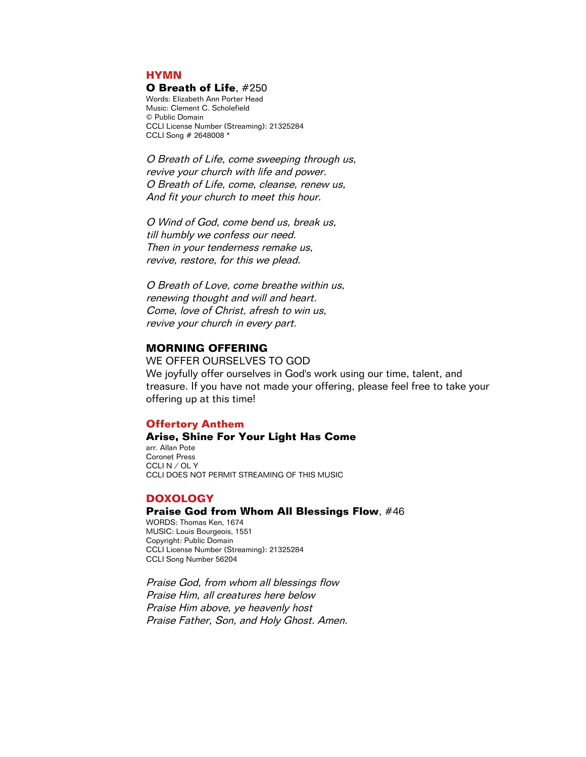## HYMN

**O Breath of Life**, #250

Words: Elizabeth Ann Porter Head
Music: Clement C. Scholefield
© Public Domain
CCLI License Number (Streaming): 21325284
CCLI Song # 2648008 *

*O Breath of Life, come sweeping through us,*
*revive your church with life and power.*
*O Breath of Life, come, cleanse, renew us,*
*And fit your church to meet this hour.*

*O Wind of God, come bend us, break us,*
*till humbly we confess our need.*
*Then in your tenderness remake us,*
*revive, restore, for this we plead.*

*O Breath of Love, come breathe within us,*
*renewing thought and will and heart.*
*Come, love of Christ, afresh to win us,*
*revive your church in every part.*

## MORNING OFFERING

WE OFFER OURSELVES TO GOD
We joyfully offer ourselves in God's work using our time, talent, and treasure. If you have not made your offering, please feel free to take your offering up at this time!

## Offertory Anthem

**Arise, Shine For Your Light Has Come**

arr. Allan Pote
Coronet Press
CCLI N / OL Y
CCLI DOES NOT PERMIT STREAMING OF THIS MUSIC

## DOXOLOGY

**Praise God from Whom All Blessings Flow**, #46

WORDS: Thomas Ken, 1674
MUSIC: Louis Bourgeois, 1551
Copyright: Public Domain
CCLI License Number (Streaming): 21325284
CCLI Song Number 56204

*Praise God, from whom all blessings flow*
*Praise Him, all creatures here below*
*Praise Him above, ye heavenly host*
*Praise Father, Son, and Holy Ghost. Amen.*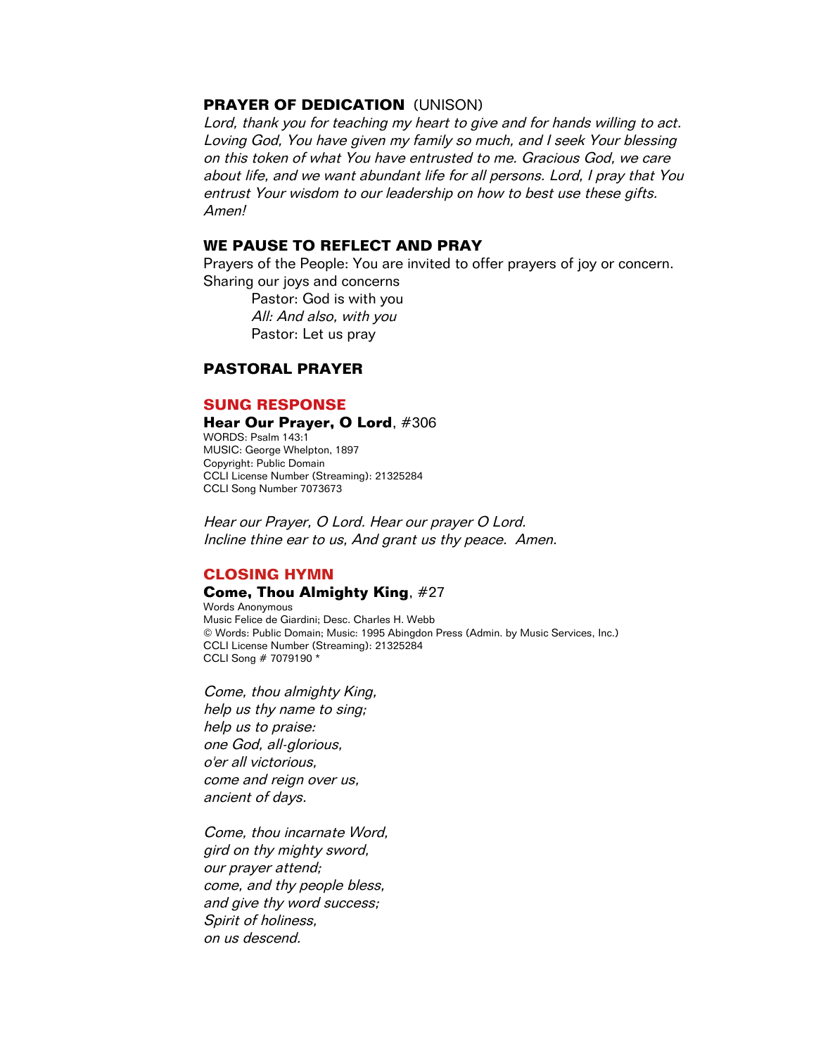## PRAYER OF DEDICATION (UNISON)

*Lord, thank you for teaching my heart to give and for hands willing to act. Loving God, You have given my family so much, and I seek Your blessing on this token of what You have entrusted to me. Gracious God, we care about life, and we want abundant life for all persons. Lord, I pray that You entrust Your wisdom to our leadership on how to best use these gifts. Amen!*

## WE PAUSE TO REFLECT AND PRAY

Prayers of the People: You are invited to offer prayers of joy or concern.
Sharing our joys and concerns

> Pastor: God is with you
> *All: And also, with you*
> Pastor: Let us pray

## PASTORAL PRAYER

## SUNG RESPONSE

**Hear Our Prayer, O Lord**, #306

WORDS: Psalm 143:1
MUSIC: George Whelpton, 1897
Copyright: Public Domain
CCLI License Number (Streaming): 21325284
CCLI Song Number 7073673

*Hear our Prayer, O Lord. Hear our prayer O Lord.*
*Incline thine ear to us, And grant us thy peace. Amen.*

## CLOSING HYMN

**Come, Thou Almighty King**, #27

Words Anonymous
Music Felice de Giardini; Desc. Charles H. Webb
© Words: Public Domain; Music: 1995 Abingdon Press (Admin. by Music Services, Inc.)
CCLI License Number (Streaming): 21325284
CCLI Song # 7079190 *

*Come, thou almighty King,*
*help us thy name to sing;*
*help us to praise:*
*one God, all-glorious,*
*o'er all victorious,*
*come and reign over us,*
*ancient of days.*

*Come, thou incarnate Word,*
*gird on thy mighty sword,*
*our prayer attend;*
*come, and thy people bless,*
*and give thy word success;*
*Spirit of holiness,*
*on us descend.*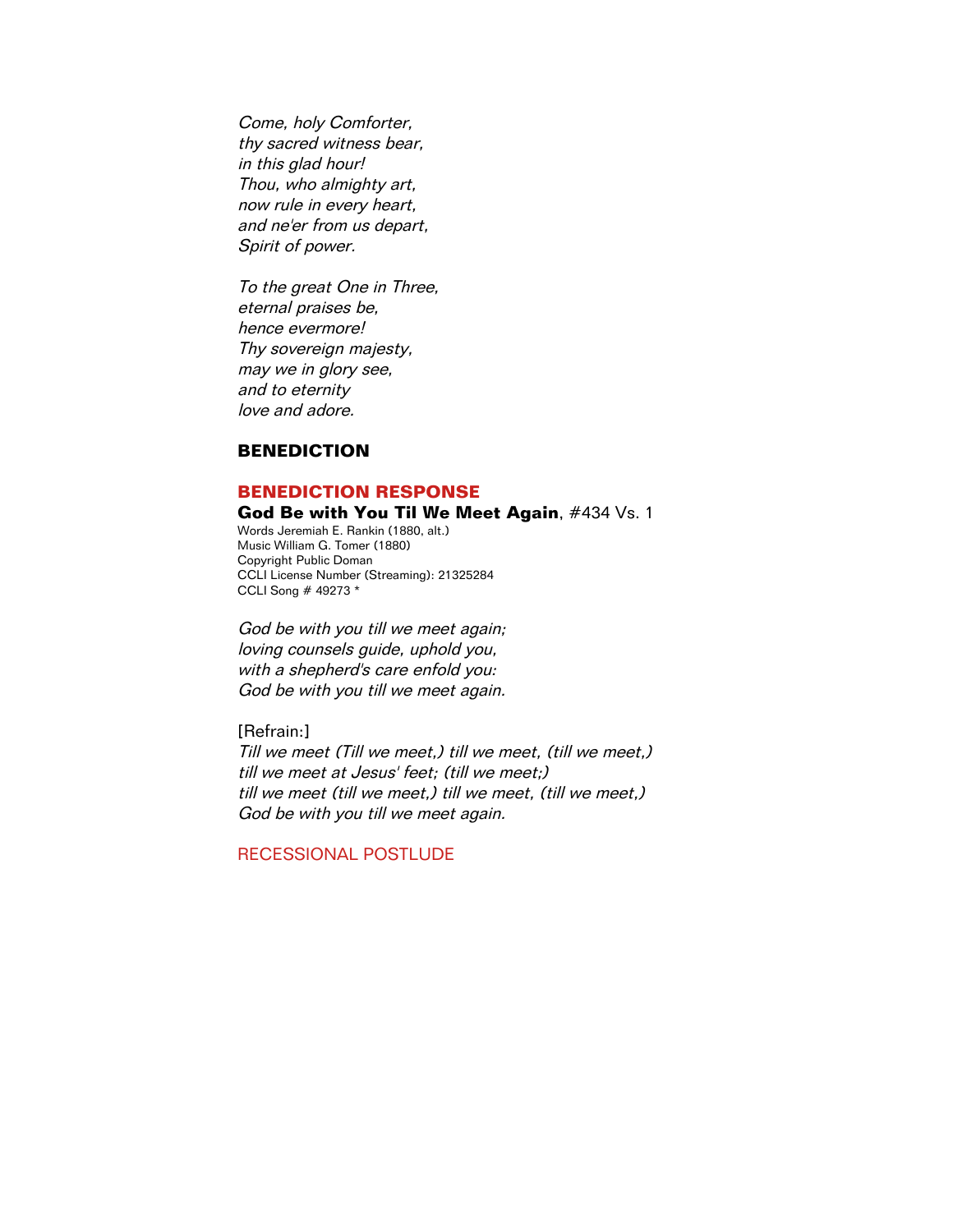*Come, holy Comforter,*
*thy sacred witness bear,*
*in this glad hour!*
*Thou, who almighty art,*
*now rule in every heart,*
*and ne'er from us depart,*
*Spirit of power.*

*To the great One in Three,*
*eternal praises be,*
*hence evermore!*
*Thy sovereign majesty,*
*may we in glory see,*
*and to eternity*
*love and adore.*

## BENEDICTION

## BENEDICTION RESPONSE

**God Be with You Til We Meet Again**, #434 Vs. 1
Words Jeremiah E. Rankin (1880, alt.)
Music William G. Tomer (1880)
Copyright Public Doman
CCLI License Number (Streaming): 21325284
CCLI Song # 49273 *

*God be with you till we meet again;*
*loving counsels guide, uphold you,*
*with a shepherd's care enfold you:*
*God be with you till we meet again.*

[Refrain:]
*Till we meet (Till we meet,) till we meet, (till we meet,)*
*till we meet at Jesus' feet; (till we meet;)*
*till we meet (till we meet,) till we meet, (till we meet,)*
*God be with you till we meet again.*

RECESSIONAL POSTLUDE